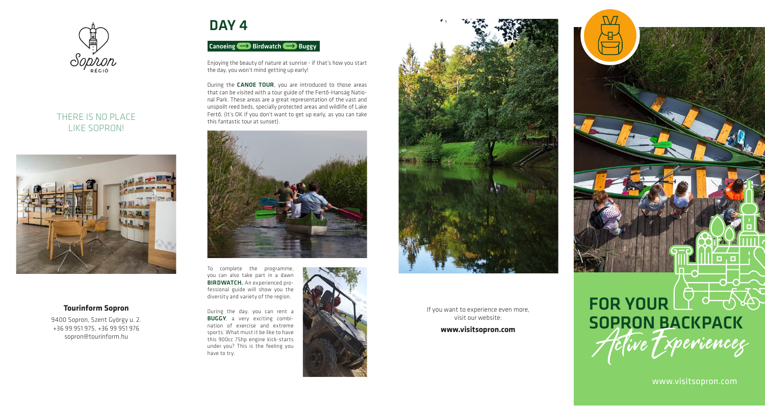Sopron RÉGIÓ

THERE IS NO PLACE LIKE SOPRON!

**Tourinform Sopron**

9400 Sopron, Szent György u. 2.
+36 99 951 975, +36 99 951 976
sopron@tourinform.hu

# DAY 4

**Canoeing → Birdwatch → Buggy**

Enjoying the beauty of nature at sunrise - if that's how you start the day, you won't mind getting up early!

During the **CANOE TOUR**, you are introduced to those areas that can be visited with a tour guide of the Fertő-Hanság National Park. These areas are a great representation of the vast and unspoilt reed beds, specially protected areas and wildlife of Lake Fertő. (It's OK if you don't want to get up early, as you can take this fantastic tour at sunset).

To complete the programme, you can also take part in a dawn **BIRDWATCH.** An experienced professional guide will show you the diversity and variety of the region.

During the day, you can rent a **BUGGY**, a very exciting combination of exercise and extreme sports. What must it be like to have this 900cc 75hp engine kick-starts under you? This is the feeling you have to try.

If you want to experience even more, visit our website:

**www.visitsopron.com**

## FOR YOUR SOPRON BACKPACK

*Active Experiences*

www.visitsopron.com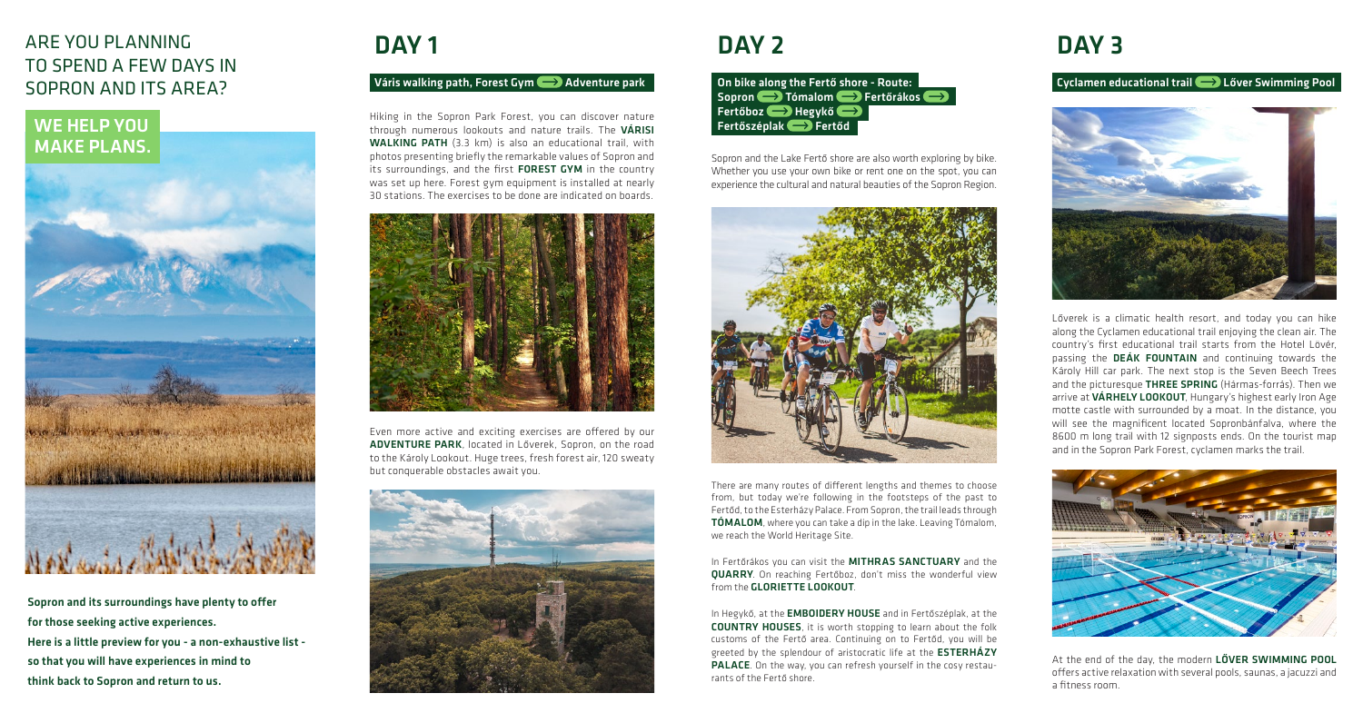# ARE YOU PLANNING TO SPEND A FEW DAYS IN SOPRON AND ITS AREA?

## WE HELP YOU MAKE PLANS.

**Sopron and its surroundings have plenty to offer for those seeking active experiences. Here is a little preview for you - a non-exhaustive list - so that you will have experiences in mind to think back to Sopron and return to us.**

# DAY 1

**Váris walking path, Forest Gym → Adventure park**

Hiking in the Sopron Park Forest, you can discover nature through numerous lookouts and nature trails. The **VÁRISI WALKING PATH** (3.3 km) is also an educational trail, with photos presenting briefly the remarkable values of Sopron and its surroundings, and the first **FOREST GYM** in the country was set up here. Forest gym equipment is installed at nearly 30 stations. The exercises to be done are indicated on boards.

Even more active and exciting exercises are offered by our **ADVENTURE PARK**, located in Lőverek, Sopron, on the road to the Károly Lookout. Huge trees, fresh forest air, 120 sweaty but conquerable obstacles await you.

# DAY 2

**On bike along the Fertő shore - Route: Sopron → Tómalom → Fertőrákos → Fertőboz → Hegykő → Fertőszéplak → Fertőd**

Sopron and the Lake Fertő shore are also worth exploring by bike. Whether you use your own bike or rent one on the spot, you can experience the cultural and natural beauties of the Sopron Region.

There are many routes of different lengths and themes to choose from, but today we're following in the footsteps of the past to Fertőd, to the Esterházy Palace. From Sopron, the trail leads through **TÓMALOM**, where you can take a dip in the lake. Leaving Tómalom, we reach the World Heritage Site.

In Fertőrákos you can visit the **MITHRAS SANCTUARY** and the **QUARRY**. On reaching Fertőboz, don't miss the wonderful view from the **GLORIETTE LOOKOUT**.

In Hegykő, at the **EMBOIDERY HOUSE** and in Fertőszéplak, at the **COUNTRY HOUSES**, it is worth stopping to learn about the folk customs of the Fertő area. Continuing on to Fertőd, you will be greeted by the splendour of aristocratic life at the **ESTERHÁZY PALACE**. On the way, you can refresh yourself in the cosy restaurants of the Fertő shore.

# DAY 3

**Cyclamen educational trail → Lőver Swimming Pool**

Lőverek is a climatic health resort, and today you can hike along the Cyclamen educational trail enjoying the clean air. The country's first educational trail starts from the Hotel Lövér, passing the **DEÁK FOUNTAIN** and continuing towards the Károly Hill car park. The next stop is the Seven Beech Trees and the picturesque **THREE SPRING** (Hármas-forrás). Then we arrive at **VÁRHELY LOOKOUT**, Hungary's highest early Iron Age motte castle with surrounded by a moat. In the distance, you will see the magnificent located Sopronbánfalva, where the 8600 m long trail with 12 signposts ends. On the tourist map and in the Sopron Park Forest, cyclamen marks the trail.

At the end of the day, the modern **LŐVER SWIMMING POOL** offers active relaxation with several pools, saunas, a jacuzzi and a fitness room.